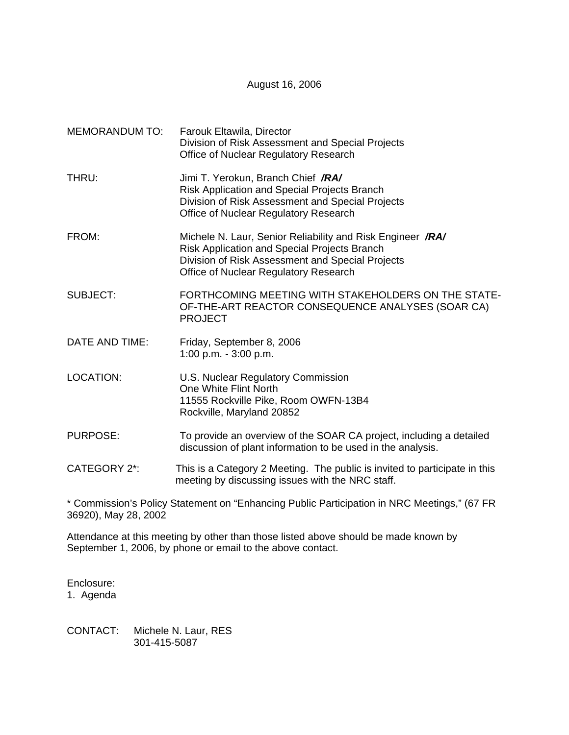August 16, 2006

MEMORANDUM TO: Farouk Eltawila, Director
Division of Risk Assessment and Special Projects
Office of Nuclear Regulatory Research

THRU: Jimi T. Yerokun, Branch Chief ***/RA/***
Risk Application and Special Projects Branch
Division of Risk Assessment and Special Projects
Office of Nuclear Regulatory Research

FROM: Michele N. Laur, Senior Reliability and Risk Engineer ***/RA/***
Risk Application and Special Projects Branch
Division of Risk Assessment and Special Projects
Office of Nuclear Regulatory Research

SUBJECT: FORTHCOMING MEETING WITH STAKEHOLDERS ON THE STATE-OF-THE-ART REACTOR CONSEQUENCE ANALYSES (SOAR CA) PROJECT

DATE AND TIME: Friday, September 8, 2006
1:00 p.m. - 3:00 p.m.

LOCATION: U.S. Nuclear Regulatory Commission
One White Flint North
11555 Rockville Pike, Room OWFN-13B4
Rockville, Maryland 20852

PURPOSE: To provide an overview of the SOAR CA project, including a detailed discussion of plant information to be used in the analysis.

CATEGORY 2*: This is a Category 2 Meeting. The public is invited to participate in this meeting by discussing issues with the NRC staff.

\* Commission's Policy Statement on "Enhancing Public Participation in NRC Meetings," (67 FR 36920), May 28, 2002

Attendance at this meeting by other than those listed above should be made known by September 1, 2006, by phone or email to the above contact.

Enclosure:
1. Agenda

CONTACT: Michele N. Laur, RES
301-415-5087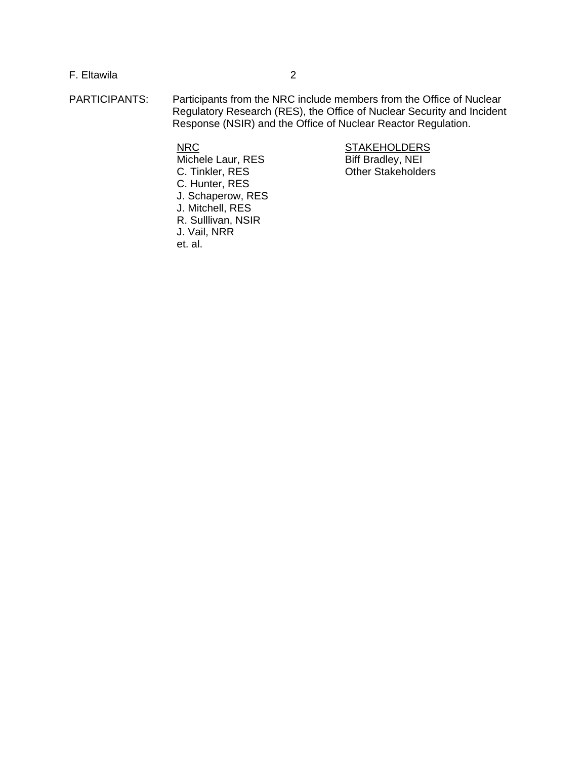PARTICIPANTS: Participants from the NRC include members from the Office of Nuclear Regulatory Research (RES), the Office of Nuclear Security and Incident Response (NSIR) and the Office of Nuclear Reactor Regulation.

| <u>NRC</u> | <u>STAKEHOLDERS</u> |
|---|---|
| Michele Laur, RES | Biff Bradley, NEI |
| C. Tinkler, RES | Other Stakeholders |
| C. Hunter, RES | |
| J. Schaperow, RES | |
| J. Mitchell, RES | |
| R. Sulllivan, NSIR | |
| J. Vail, NRR | |
| et. al. | |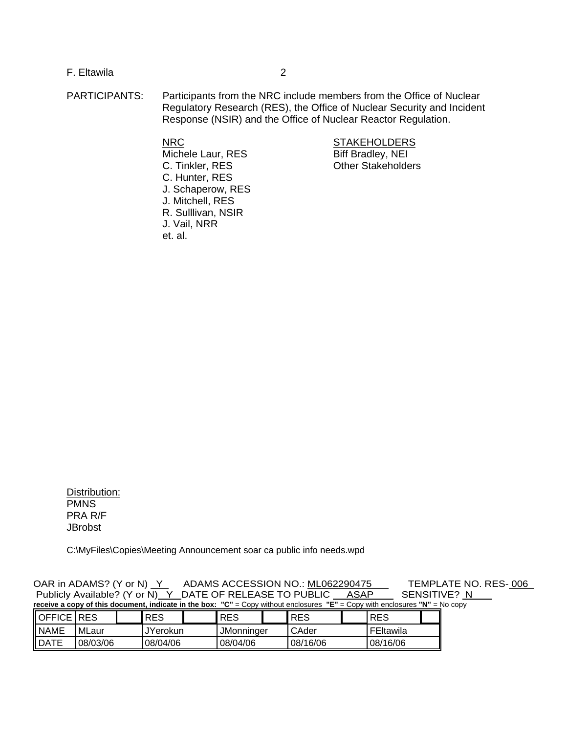PARTICIPANTS: Participants from the NRC include members from the Office of Nuclear Regulatory Research (RES), the Office of Nuclear Security and Incident Response (NSIR) and the Office of Nuclear Reactor Regulation.

| NRC | STAKEHOLDERS |
|---|---|
| Michele Laur, RES | Biff Bradley, NEI |
| C. Tinkler, RES | Other Stakeholders |
| C. Hunter, RES | |
| J. Schaperow, RES | |
| J. Mitchell, RES | |
| R. Sulllivan, NSIR | |
| J. Vail, NRR | |
| et. al. | |

Distribution:
PMNS
PRA R/F
JBrobst

C:\MyFiles\Copies\Meeting Announcement soar ca public info needs.wpd

OAR in ADAMS? (Y or N) Y ADAMS ACCESSION NO.: ML062290475 TEMPLATE NO. RES- 006
Publicly Available? (Y or N) Y DATE OF RELEASE TO PUBLIC ASAP SENSITIVE? N

**receive a copy of this document, indicate in the box: "C"** = Copy without enclosures **"E"** = Copy with enclosures **"N"** = No copy

| OFFICE | RES | | RES | | RES | | RES | | RES | |
|---|---|---|---|---|---|---|---|---|---|---|
| NAME | MLaur | | JYerokun | | JMonninger | | CAder | | FEltawila | |
| DATE | 08/03/06 | | 08/04/06 | | 08/04/06 | | 08/16/06 | | 08/16/06 | |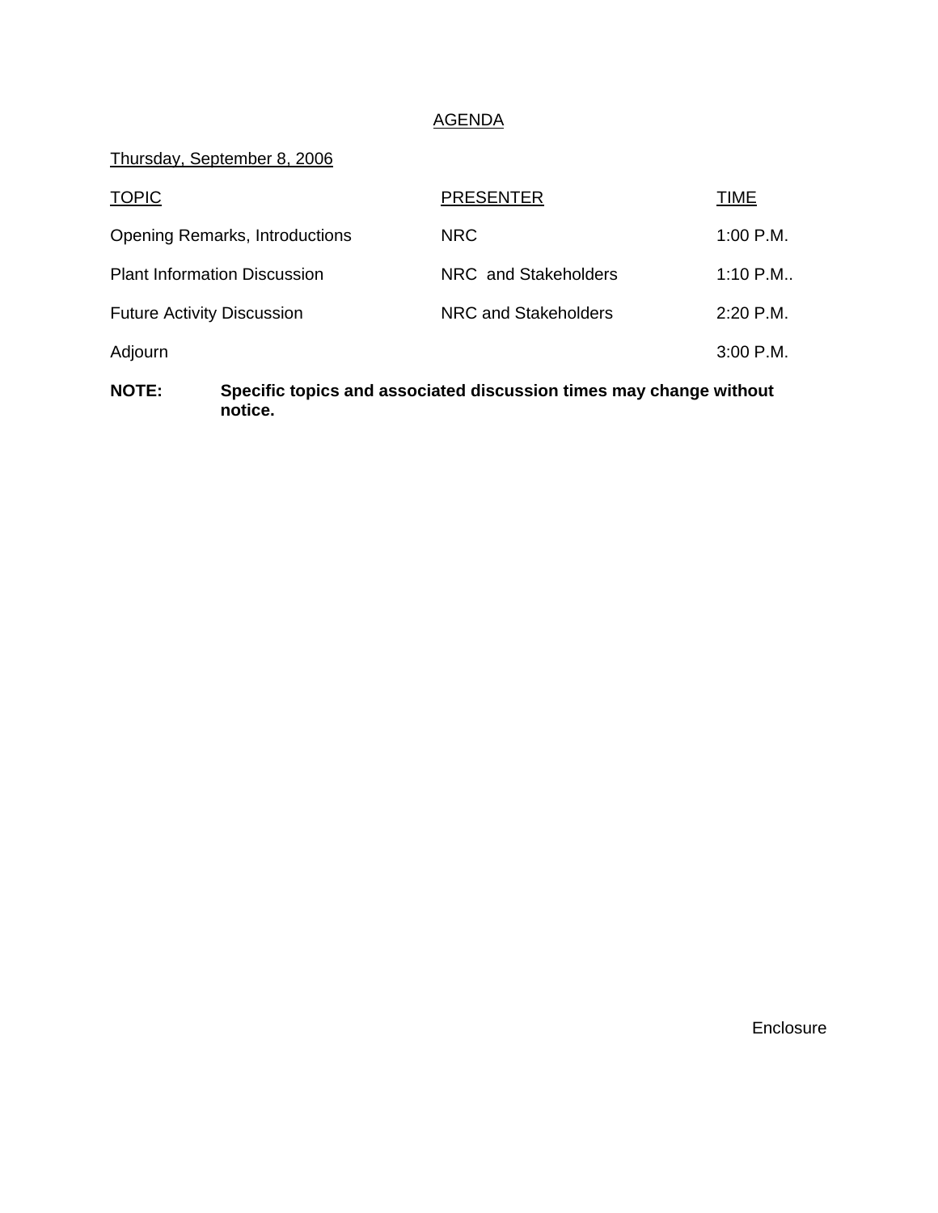# AGENDA

Thursday, September 8, 2006

| TOPIC | PRESENTER | TIME |
|---|---|---|
| Opening Remarks, Introductions | NRC | 1:00 P.M. |
| Plant Information Discussion | NRC  and Stakeholders | 1:10 P.M.. |
| Future Activity Discussion | NRC and Stakeholders | 2:20 P.M. |
| Adjourn | | 3:00 P.M. |

**NOTE:** **Specific topics and associated discussion times may change without notice.**

Enclosure